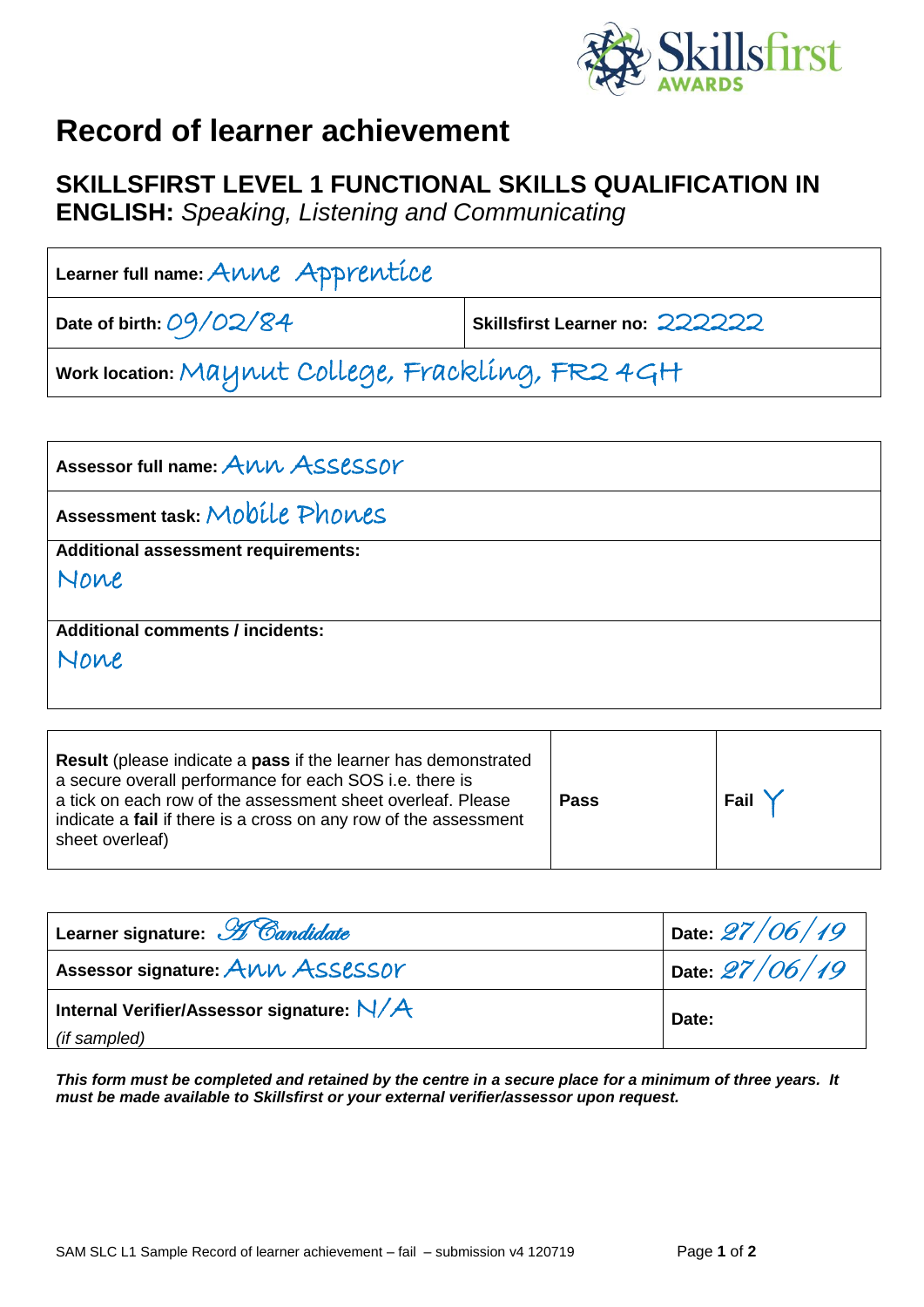# Record of learner achievement

## SKILLSFIRST LEVEL 1 FUNCTIONAL SKILLS QUALIFICATION IN ENGLISH: *Speaking, Listening and Communicating*

| | |
|---|---|
| **Learner full name:** Anne Apprentice | |
| **Date of birth:** 09/02/84 | **Skillsfirst Learner no:** 222222 |
| **Work location:** Maynut College, Frackling, FR2 4GH | |

| |
|---|
| **Assessor full name:** Ann Assessor |
| **Assessment task:** Mobile Phones |
| **Additional assessment requirements:** None |
| **Additional comments / incidents:** None |

| | | |
|---|---|---|
| **Result** (please indicate a **pass** if the learner has demonstrated a secure overall performance for each SOS i.e. there is a tick on each row of the assessment sheet overleaf. Please indicate a **fail** if there is a cross on any row of the assessment sheet overleaf) | **Pass** | **Fail** Y |

| | |
|---|---|
| **Learner signature:** A Candidate | **Date:** 27/06/19 |
| **Assessor signature:** Ann Assessor | **Date:** 27/06/19 |
| **Internal Verifier/Assessor signature:** N/A *(if sampled)* | **Date:** |

***This form must be completed and retained by the centre in a secure place for a minimum of three years. It must be made available to Skillsfirst or your external verifier/assessor upon request.***

SAM SLC L1 Sample Record of learner achievement – fail – submission v4 120719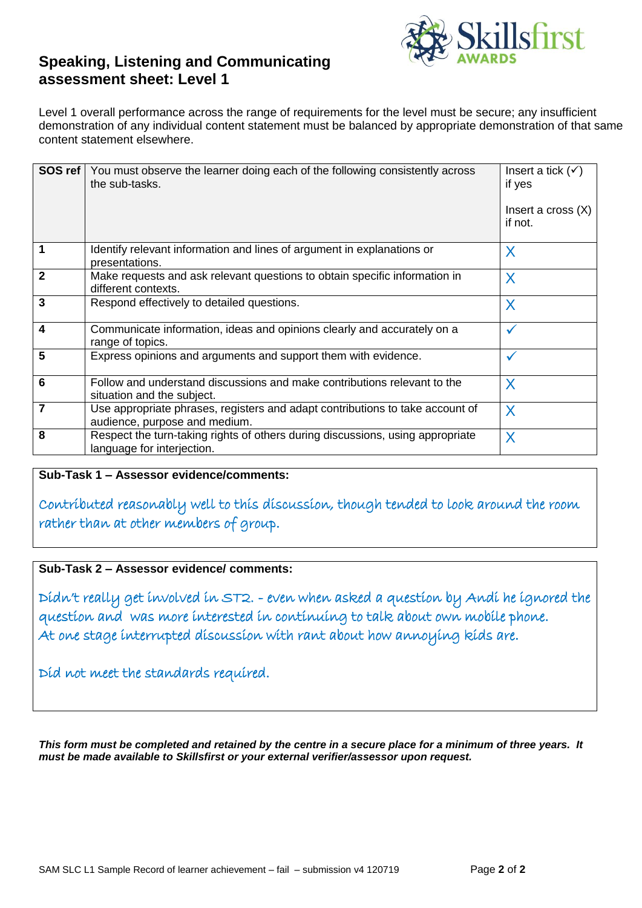# Speaking, Listening and Communicating assessment sheet: Level 1

Level 1 overall performance across the range of requirements for the level must be secure; any insufficient demonstration of any individual content statement must be balanced by appropriate demonstration of that same content statement elsewhere.

| SOS ref | You must observe the learner doing each of the following consistently across the sub-tasks. | Insert a tick (✓) if yes<br><br>Insert a cross (X) if not. |
|---|---|---|
| 1 | Identify relevant information and lines of argument in explanations or presentations. | X |
| 2 | Make requests and ask relevant questions to obtain specific information in different contexts. | X |
| 3 | Respond effectively to detailed questions. | X |
| 4 | Communicate information, ideas and opinions clearly and accurately on a range of topics. | ✓ |
| 5 | Express opinions and arguments and support them with evidence. | ✓ |
| 6 | Follow and understand discussions and make contributions relevant to the situation and the subject. | X |
| 7 | Use appropriate phrases, registers and adapt contributions to take account of audience, purpose and medium. | X |
| 8 | Respect the turn-taking rights of others during discussions, using appropriate language for interjection. | X |

**Sub-Task 1 – Assessor evidence/comments:**

Contributed reasonably well to this discussion, though tended to look around the room rather than at other members of group.

**Sub-Task 2 – Assessor evidence/ comments:**

Didn't really get involved in ST2. - even when asked a question by Andi he ignored the question and was more interested in continuing to talk about own mobile phone. At one stage interrupted discussion with rant about how annoying kids are.

Did not meet the standards required.

***This form must be completed and retained by the centre in a secure place for a minimum of three years. It must be made available to Skillsfirst or your external verifier/assessor upon request.***